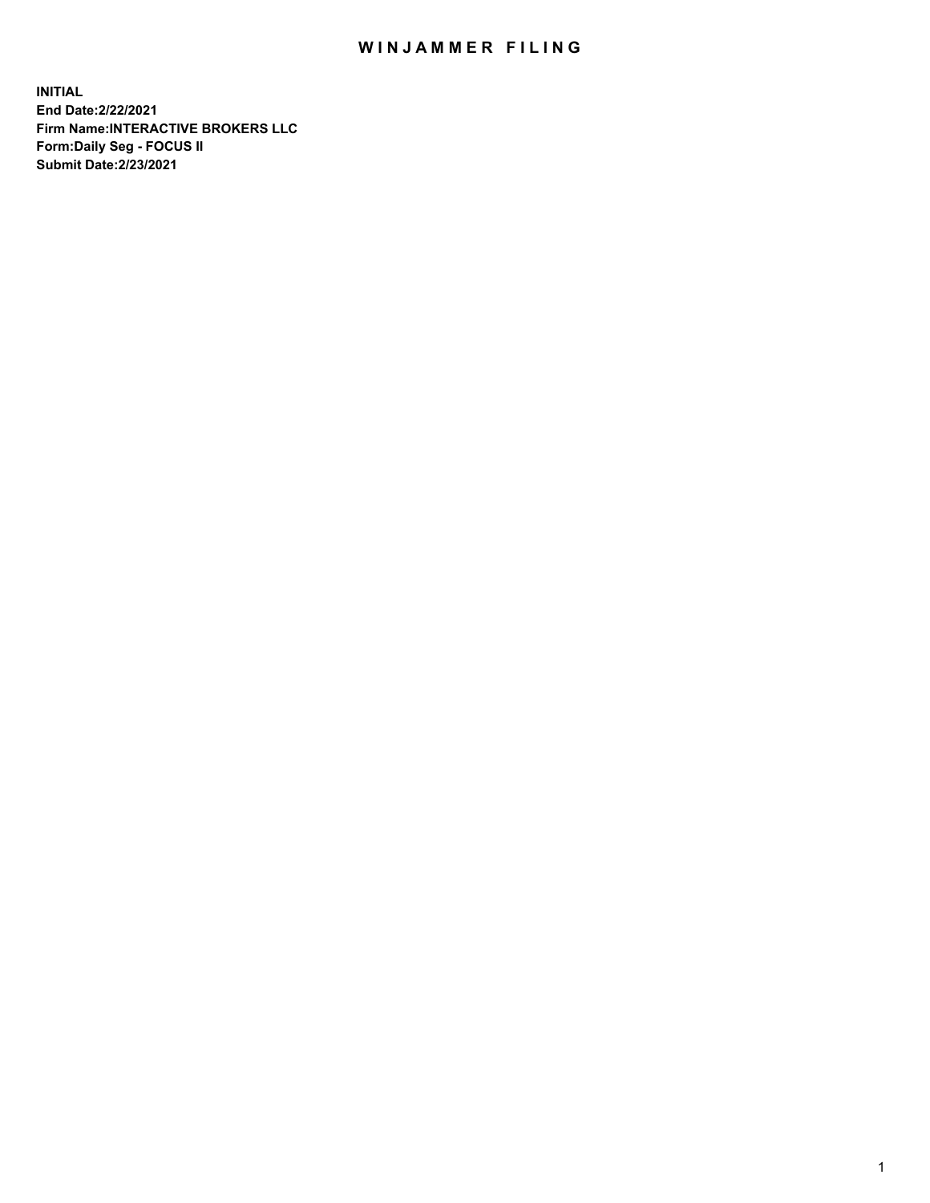# WINJAMMER FILING

**INITIAL**
**End Date:2/22/2021**
**Firm Name:INTERACTIVE BROKERS LLC**
**Form:Daily Seg - FOCUS II**
**Submit Date:2/23/2021**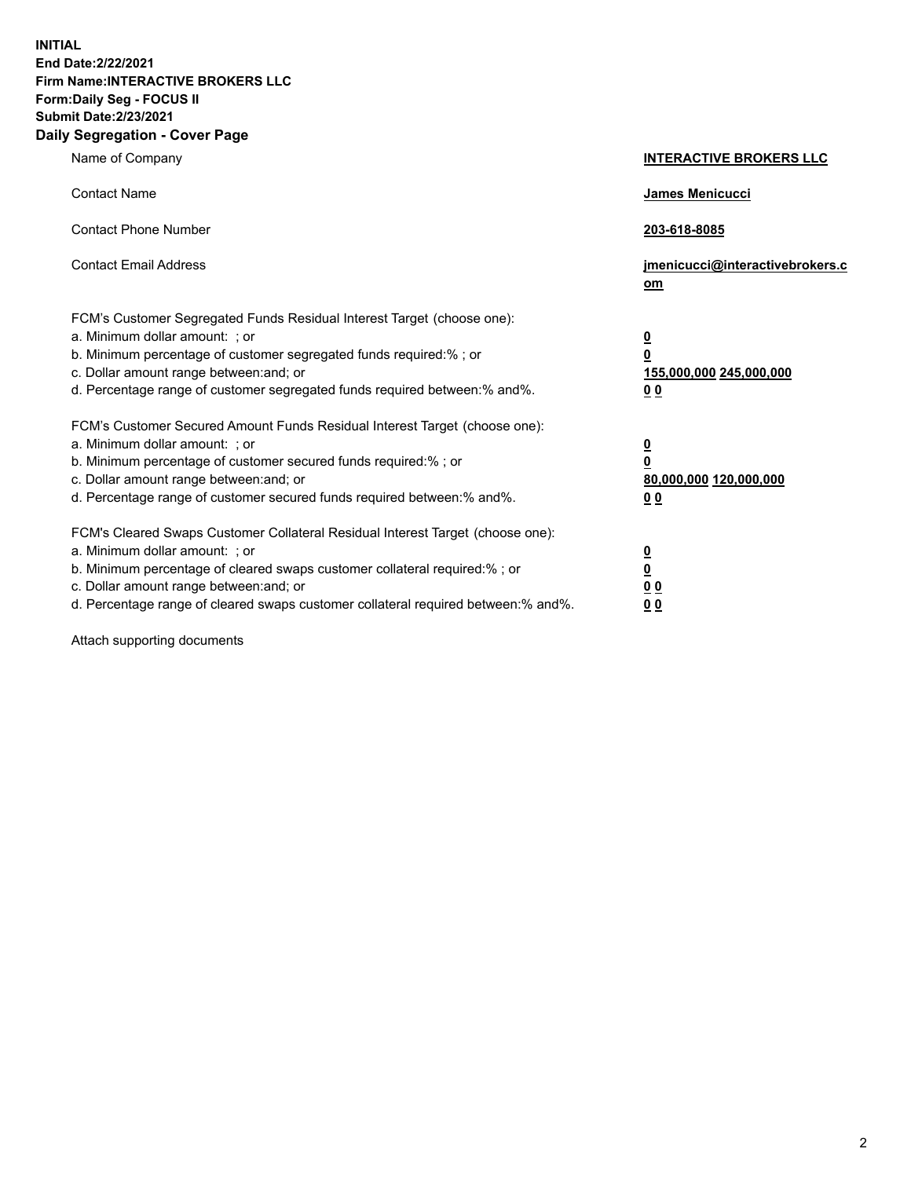**INITIAL**
**End Date:2/22/2021**
**Firm Name:INTERACTIVE BROKERS LLC**
**Form:Daily Seg - FOCUS II**
**Submit Date:2/23/2021**

## Daily Segregation - Cover Page

| | |
|---|---|
| Name of Company | **INTERACTIVE BROKERS LLC** |
| Contact Name | **James Menicucci** |
| Contact Phone Number | **203-618-8085** |
| Contact Email Address | **jmenicucci@interactivebrokers.com** |

| | |
|---|---|
| FCM's Customer Segregated Funds Residual Interest Target (choose one): | |
| a. Minimum dollar amount: ; or | **0** |
| b. Minimum percentage of customer segregated funds required:% ; or | **0** |
| c. Dollar amount range between:and; or | **155,000,000** **245,000,000** |
| d. Percentage range of customer segregated funds required between:% and%. | **0** **0** |
| FCM's Customer Secured Amount Funds Residual Interest Target (choose one): | |
| a. Minimum dollar amount: ; or | **0** |
| b. Minimum percentage of customer secured funds required:% ; or | **0** |
| c. Dollar amount range between:and; or | **80,000,000** **120,000,000** |
| d. Percentage range of customer secured funds required between:% and%. | **0** **0** |
| FCM's Cleared Swaps Customer Collateral Residual Interest Target (choose one): | |
| a. Minimum dollar amount: ; or | **0** |
| b. Minimum percentage of cleared swaps customer collateral required:% ; or | **0** |
| c. Dollar amount range between:and; or | **0** **0** |
| d. Percentage range of cleared swaps customer collateral required between:% and%. | **0** **0** |

Attach supporting documents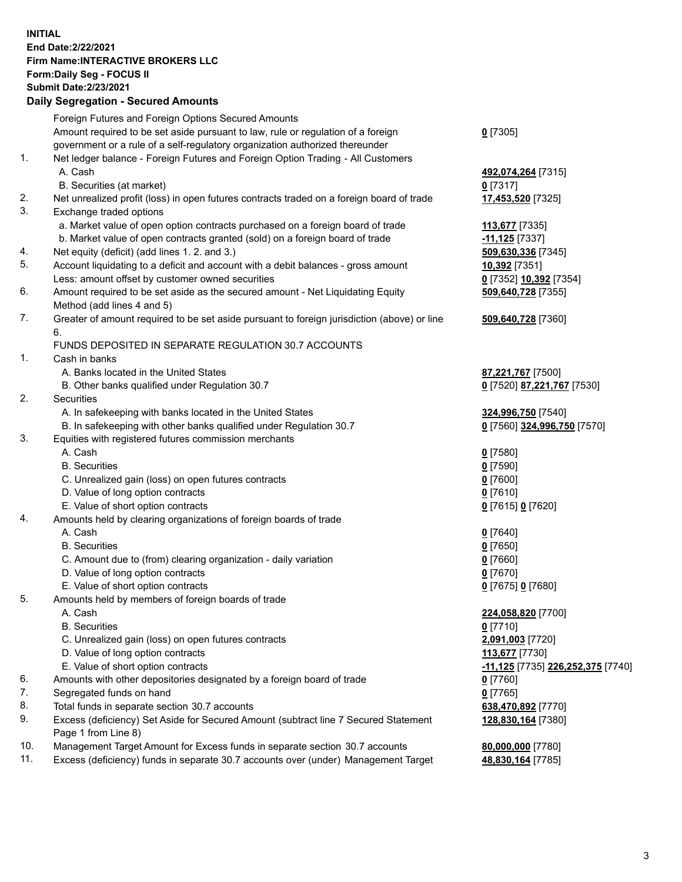**INITIAL**
**End Date:2/22/2021**
**Firm Name:INTERACTIVE BROKERS LLC**
**Form:Daily Seg - FOCUS II**
**Submit Date:2/23/2021**

## Daily Segregation - Secured Amounts

| | | |
|---|---|---|
| | Foreign Futures and Foreign Options Secured Amounts | |
| | Amount required to be set aside pursuant to law, rule or regulation of a foreign government or a rule of a self-regulatory organization authorized thereunder | **0** [7305] |
| 1. | Net ledger balance - Foreign Futures and Foreign Option Trading - All Customers | |
| | A. Cash | **492,074,264** [7315] |
| | B. Securities (at market) | **0** [7317] |
| 2. | Net unrealized profit (loss) in open futures contracts traded on a foreign board of trade | **17,453,520** [7325] |
| 3. | Exchange traded options | |
| | a. Market value of open option contracts purchased on a foreign board of trade | **113,677** [7335] |
| | b. Market value of open contracts granted (sold) on a foreign board of trade | **-11,125** [7337] |
| 4. | Net equity (deficit) (add lines 1. 2. and 3.) | **509,630,336** [7345] |
| 5. | Account liquidating to a deficit and account with a debit balances - gross amount | **10,392** [7351] |
| | Less: amount offset by customer owned securities | **0** [7352] **10,392** [7354] |
| 6. | Amount required to be set aside as the secured amount - Net Liquidating Equity Method (add lines 4 and 5) | **509,640,728** [7355] |
| 7. | Greater of amount required to be set aside pursuant to foreign jurisdiction (above) or line 6. | **509,640,728** [7360] |
| | FUNDS DEPOSITED IN SEPARATE REGULATION 30.7 ACCOUNTS | |
| 1. | Cash in banks | |
| | A. Banks located in the United States | **87,221,767** [7500] |
| | B. Other banks qualified under Regulation 30.7 | **0** [7520] **87,221,767** [7530] |
| 2. | Securities | |
| | A. In safekeeping with banks located in the United States | **324,996,750** [7540] |
| | B. In safekeeping with other banks qualified under Regulation 30.7 | **0** [7560] **324,996,750** [7570] |
| 3. | Equities with registered futures commission merchants | |
| | A. Cash | **0** [7580] |
| | B. Securities | **0** [7590] |
| | C. Unrealized gain (loss) on open futures contracts | **0** [7600] |
| | D. Value of long option contracts | **0** [7610] |
| | E. Value of short option contracts | **0** [7615] **0** [7620] |
| 4. | Amounts held by clearing organizations of foreign boards of trade | |
| | A. Cash | **0** [7640] |
| | B. Securities | **0** [7650] |
| | C. Amount due to (from) clearing organization - daily variation | **0** [7660] |
| | D. Value of long option contracts | **0** [7670] |
| | E. Value of short option contracts | **0** [7675] **0** [7680] |
| 5. | Amounts held by members of foreign boards of trade | |
| | A. Cash | **224,058,820** [7700] |
| | B. Securities | **0** [7710] |
| | C. Unrealized gain (loss) on open futures contracts | **2,091,003** [7720] |
| | D. Value of long option contracts | **113,677** [7730] |
| | E. Value of short option contracts | **-11,125** [7735] **226,252,375** [7740] |
| 6. | Amounts with other depositories designated by a foreign board of trade | **0** [7760] |
| 7. | Segregated funds on hand | **0** [7765] |
| 8. | Total funds in separate section 30.7 accounts | **638,470,892** [7770] |
| 9. | Excess (deficiency) Set Aside for Secured Amount (subtract line 7 Secured Statement Page 1 from Line 8) | **128,830,164** [7380] |
| 10. | Management Target Amount for Excess funds in separate section 30.7 accounts | **80,000,000** [7780] |
| 11. | Excess (deficiency) funds in separate 30.7 accounts over (under) Management Target | **48,830,164** [7785] |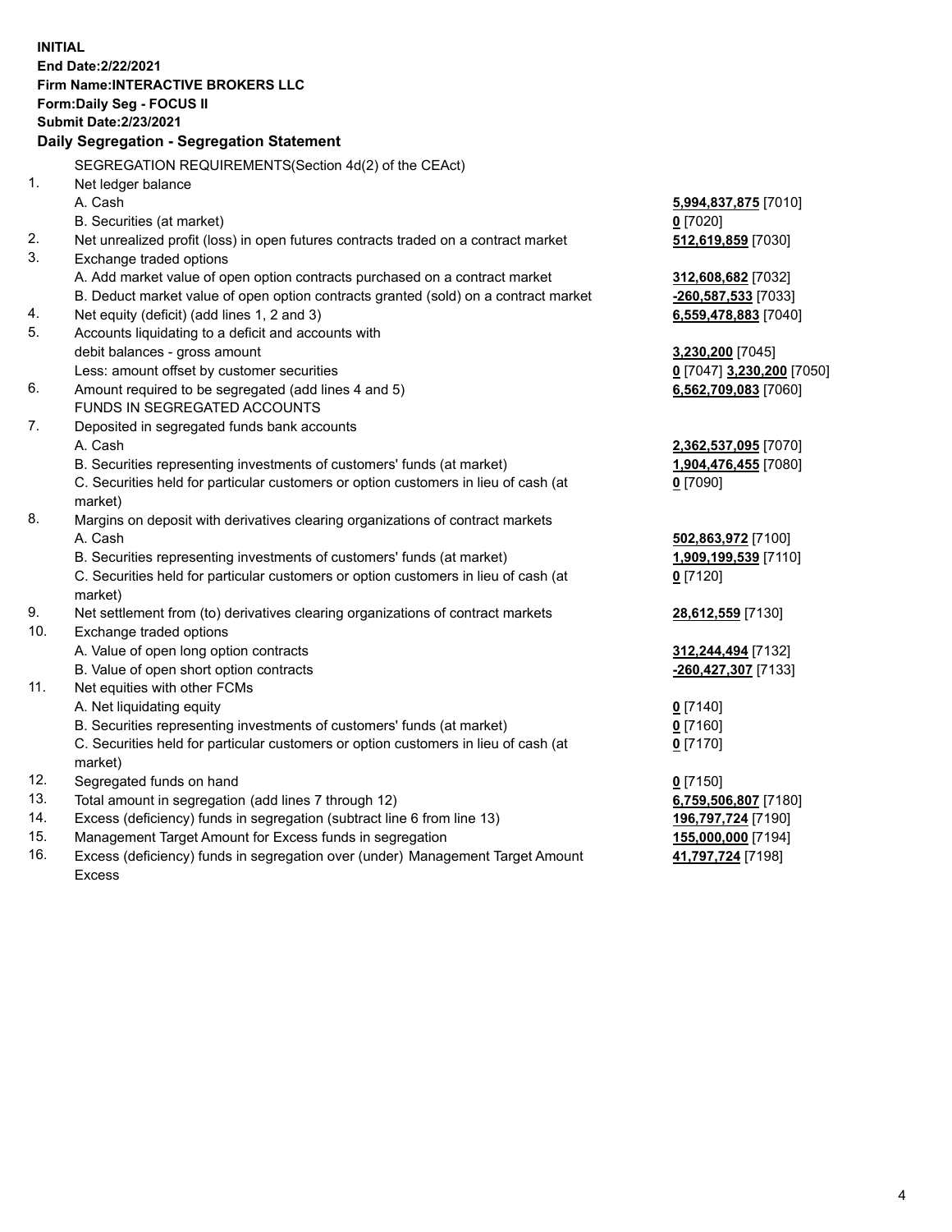**INITIAL**
**End Date:2/22/2021**
**Firm Name:INTERACTIVE BROKERS LLC**
**Form:Daily Seg - FOCUS II**
**Submit Date:2/23/2021**

## Daily Segregation - Segregation Statement

SEGREGATION REQUIREMENTS(Section 4d(2) of the CEAct)

| | | |
|---|---|---|
| 1. | Net ledger balance | |
| | A. Cash | **5,994,837,875** [7010] |
| | B. Securities (at market) | **0** [7020] |
| 2. | Net unrealized profit (loss) in open futures contracts traded on a contract market | **512,619,859** [7030] |
| 3. | Exchange traded options | |
| | A. Add market value of open option contracts purchased on a contract market | **312,608,682** [7032] |
| | B. Deduct market value of open option contracts granted (sold) on a contract market | **-260,587,533** [7033] |
| 4. | Net equity (deficit) (add lines 1, 2 and 3) | **6,559,478,883** [7040] |
| 5. | Accounts liquidating to a deficit and accounts with | |
| | debit balances - gross amount | **3,230,200** [7045] |
| | Less: amount offset by customer securities | **0** [7047] **3,230,200** [7050] |
| 6. | Amount required to be segregated (add lines 4 and 5) | **6,562,709,083** [7060] |
| | FUNDS IN SEGREGATED ACCOUNTS | |
| 7. | Deposited in segregated funds bank accounts | |
| | A. Cash | **2,362,537,095** [7070] |
| | B. Securities representing investments of customers' funds (at market) | **1,904,476,455** [7080] |
| | C. Securities held for particular customers or option customers in lieu of cash (at market) | **0** [7090] |
| 8. | Margins on deposit with derivatives clearing organizations of contract markets | |
| | A. Cash | **502,863,972** [7100] |
| | B. Securities representing investments of customers' funds (at market) | **1,909,199,539** [7110] |
| | C. Securities held for particular customers or option customers in lieu of cash (at market) | **0** [7120] |
| 9. | Net settlement from (to) derivatives clearing organizations of contract markets | **28,612,559** [7130] |
| 10. | Exchange traded options | |
| | A. Value of open long option contracts | **312,244,494** [7132] |
| | B. Value of open short option contracts | **-260,427,307** [7133] |
| 11. | Net equities with other FCMs | |
| | A. Net liquidating equity | **0** [7140] |
| | B. Securities representing investments of customers' funds (at market) | **0** [7160] |
| | C. Securities held for particular customers or option customers in lieu of cash (at market) | **0** [7170] |
| 12. | Segregated funds on hand | **0** [7150] |
| 13. | Total amount in segregation (add lines 7 through 12) | **6,759,506,807** [7180] |
| 14. | Excess (deficiency) funds in segregation (subtract line 6 from line 13) | **196,797,724** [7190] |
| 15. | Management Target Amount for Excess funds in segregation | **155,000,000** [7194] |
| 16. | Excess (deficiency) funds in segregation over (under) Management Target Amount Excess | **41,797,724** [7198] |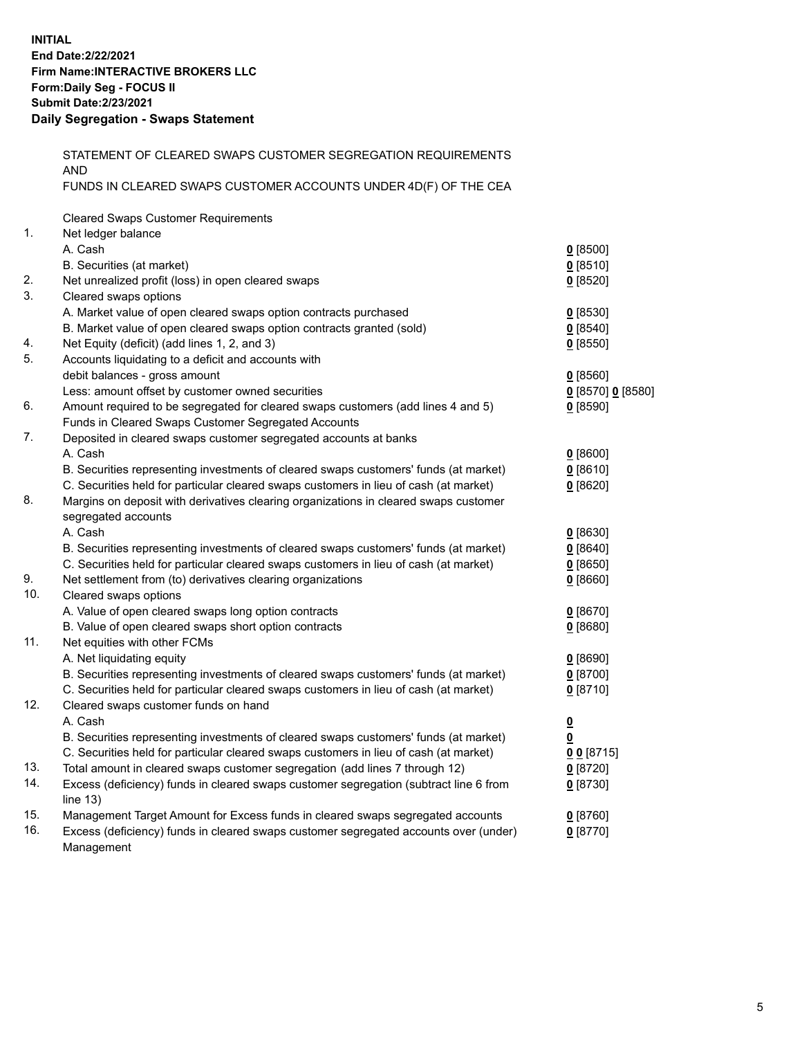**INITIAL**
**End Date:2/22/2021**
**Firm Name:INTERACTIVE BROKERS LLC**
**Form:Daily Seg - FOCUS II**
**Submit Date:2/23/2021**
**Daily Segregation - Swaps Statement**

STATEMENT OF CLEARED SWAPS CUSTOMER SEGREGATION REQUIREMENTS AND FUNDS IN CLEARED SWAPS CUSTOMER ACCOUNTS UNDER 4D(F) OF THE CEA

| | | |
|---|---|---|
| | Cleared Swaps Customer Requirements | |
| 1. | Net ledger balance | |
| | A. Cash | 0 [8500] |
| | B. Securities (at market) | 0 [8510] |
| 2. | Net unrealized profit (loss) in open cleared swaps | 0 [8520] |
| 3. | Cleared swaps options | |
| | A. Market value of open cleared swaps option contracts purchased | 0 [8530] |
| | B. Market value of open cleared swaps option contracts granted (sold) | 0 [8540] |
| 4. | Net Equity (deficit) (add lines 1, 2, and 3) | 0 [8550] |
| 5. | Accounts liquidating to a deficit and accounts with debit balances - gross amount | 0 [8560] |
| | Less: amount offset by customer owned securities | 0 [8570] 0 [8580] |
| 6. | Amount required to be segregated for cleared swaps customers (add lines 4 and 5) | 0 [8590] |
| | Funds in Cleared Swaps Customer Segregated Accounts | |
| 7. | Deposited in cleared swaps customer segregated accounts at banks | |
| | A. Cash | 0 [8600] |
| | B. Securities representing investments of cleared swaps customers' funds (at market) | 0 [8610] |
| | C. Securities held for particular cleared swaps customers in lieu of cash (at market) | 0 [8620] |
| 8. | Margins on deposit with derivatives clearing organizations in cleared swaps customer segregated accounts | |
| | A. Cash | 0 [8630] |
| | B. Securities representing investments of cleared swaps customers' funds (at market) | 0 [8640] |
| | C. Securities held for particular cleared swaps customers in lieu of cash (at market) | 0 [8650] |
| 9. | Net settlement from (to) derivatives clearing organizations | 0 [8660] |
| 10. | Cleared swaps options | |
| | A. Value of open cleared swaps long option contracts | 0 [8670] |
| | B. Value of open cleared swaps short option contracts | 0 [8680] |
| 11. | Net equities with other FCMs | |
| | A. Net liquidating equity | 0 [8690] |
| | B. Securities representing investments of cleared swaps customers' funds (at market) | 0 [8700] |
| | C. Securities held for particular cleared swaps customers in lieu of cash (at market) | 0 [8710] |
| 12. | Cleared swaps customer funds on hand | |
| | A. Cash | 0 |
| | B. Securities representing investments of cleared swaps customers' funds (at market) | 0 |
| | C. Securities held for particular cleared swaps customers in lieu of cash (at market) | 0 0 [8715] |
| 13. | Total amount in cleared swaps customer segregation (add lines 7 through 12) | 0 [8720] |
| 14. | Excess (deficiency) funds in cleared swaps customer segregation (subtract line 6 from line 13) | 0 [8730] |
| 15. | Management Target Amount for Excess funds in cleared swaps segregated accounts | 0 [8760] |
| 16. | Excess (deficiency) funds in cleared swaps customer segregated accounts over (under) Management | 0 [8770] |